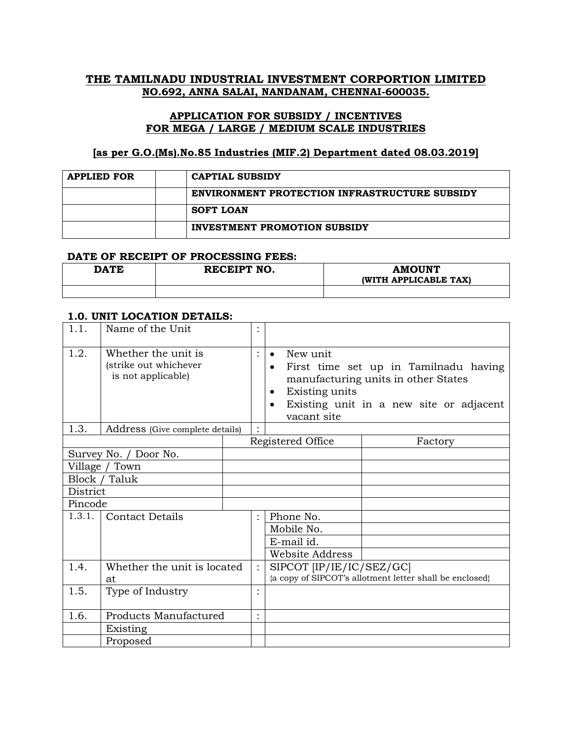# THE TAMILNADU INDUSTRIAL INVESTMENT CORPORTION LIMITED
## NO.692, ANNA SALAI, NANDANAM, CHENNAI-600035.

### APPLICATION FOR SUBSIDY / INCENTIVES FOR MEGA / LARGE / MEDIUM SCALE INDUSTRIES

**[as per G.O.(Ms).No.85 Industries (MIF.2) Department dated 08.03.2019]**

| APPLIED FOR | | CAPTIAL SUBSIDY |
|---|---|---|
| | | ENVIRONMENT PROTECTION INFRASTRUCTURE SUBSIDY |
| | | SOFT LOAN |
| | | INVESTMENT PROMOTION SUBSIDY |

**DATE OF RECEIPT OF PROCESSING FEES:**

| DATE | RECEIPT NO. | AMOUNT (WITH APPLICABLE TAX) |
|---|---|---|
| | | |

**1.0. UNIT LOCATION DETAILS:**

| | | | |
|---|---|---|---|
| 1.1. | Name of the Unit | : | |
| 1.2. | Whether the unit is (strike out whichever is not applicable) | : | • New unit<br>• First time set up in Tamilnadu having manufacturing units in other States<br>• Existing units<br>• Existing unit in a new site or adjacent vacant site |
| 1.3. | Address (Give complete details) | : | |

| | Registered Office | Factory |
|---|---|---|
| Survey No. / Door No. | | |
| Village / Town | | |
| Block / Taluk | | |
| District | | |
| Pincode | | |

| | | | | |
|---|---|---|---|---|
| 1.3.1. | Contact Details | : | Phone No. | |
| | | | Mobile No. | |
| | | | E-mail id. | |
| | | | Website Address | |
| 1.4. | Whether the unit is located at | : | SIPCOT [IP/IE/IC/SEZ/GC] {a copy of SIPCOT's allotment letter shall be enclosed} | |
| 1.5. | Type of Industry | : | | |
| 1.6. | Products Manufactured | : | | |
| | Existing | | | |
| | Proposed | | | |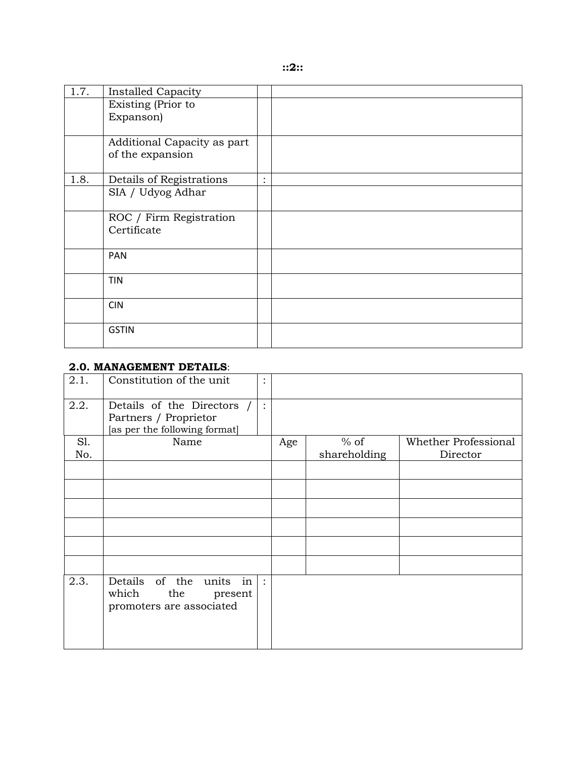| 1.7. | Installed Capacity | | |
|---|---|---|---|
| | Existing (Prior to Expanson) | | |
| | Additional Capacity as part of the expansion | | |
| 1.8. | Details of Registrations | : | |
| | SIA / Udyog Adhar | | |
| | ROC / Firm Registration Certificate | | |
| | PAN | | |
| | TIN | | |
| | CIN | | |
| | GSTIN | | |

**2.0. MANAGEMENT DETAILS**:

| 2.1. | Constitution of the unit | : | | | |
|---|---|---|---|---|---|
| 2.2. | Details of the Directors / Partners / Proprietor [as per the following format] | : | | | |
| Sl. No. | Name | | Age | % of shareholding | Whether Professional Director |
| | | | | | |
| | | | | | |
| | | | | | |
| | | | | | |
| | | | | | |
| | | | | | |
| 2.3. | Details of the units in which the present promoters are associated | : | | | |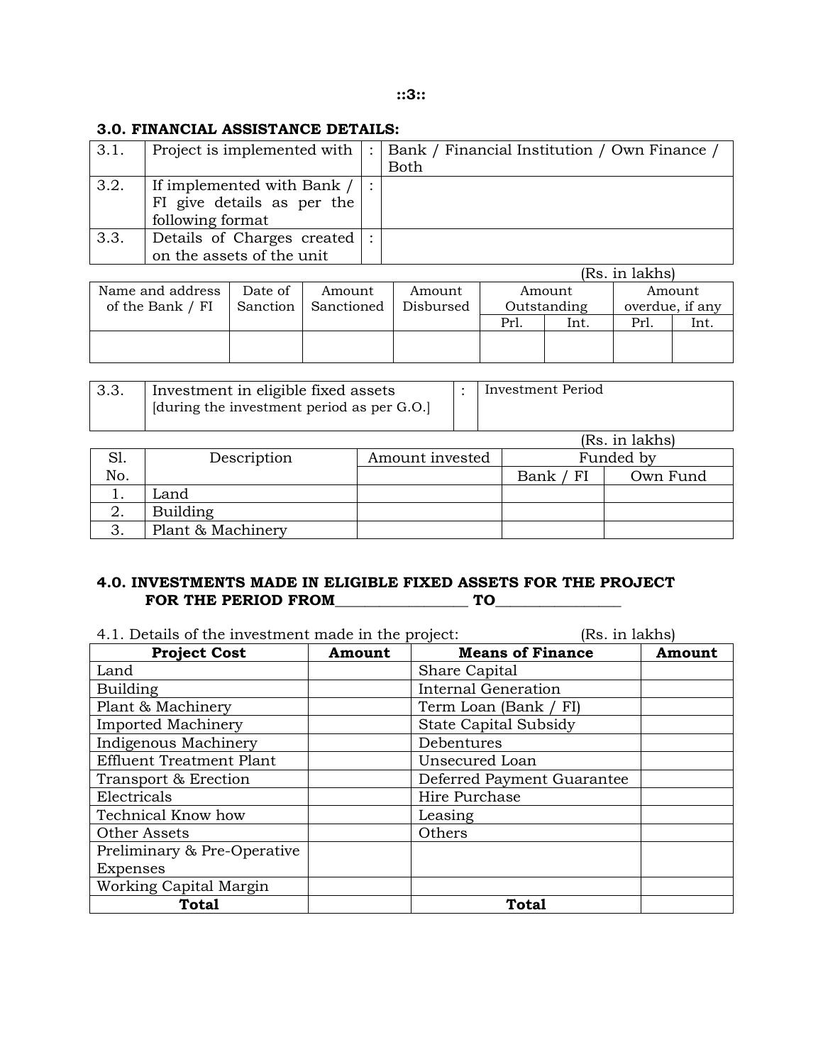## 3.0. FINANCIAL ASSISTANCE DETAILS:

| | | | |
|---|---|---|---|
| 3.1. | Project is implemented with | : | Bank / Financial Institution / Own Finance / Both |
| 3.2. | If implemented with Bank / FI give details as per the following format | : | |
| 3.3. | Details of Charges created on the assets of the unit | : | |

(Rs. in lakhs)

| Name and address of the Bank / FI | Date of Sanction | Amount Sanctioned | Amount Disbursed | Amount Outstanding | | Amount overdue, if any | |
|---|---|---|---|---|---|---|---|
| | | | | Prl. | Int. | Prl. | Int. |
| | | | | | | | |

| | | | |
|---|---|---|---|
| 3.3. | Investment in eligible fixed assets [during the investment period as per G.O.] | : | Investment Period |

(Rs. in lakhs)

| Sl. No. | Description | Amount invested | Funded by | |
|---|---|---|---|---|
| | | | Bank / FI | Own Fund |
| 1. | Land | | | |
| 2. | Building | | | |
| 3. | Plant & Machinery | | | |

## 4.0. INVESTMENTS MADE IN ELIGIBLE FIXED ASSETS FOR THE PROJECT FOR THE PERIOD FROM_________________ TO________________

4.1. Details of the investment made in the project: (Rs. in lakhs)

| Project Cost | Amount | Means of Finance | Amount |
|---|---|---|---|
| Land | | Share Capital | |
| Building | | Internal Generation | |
| Plant & Machinery | | Term Loan (Bank / FI) | |
| Imported Machinery | | State Capital Subsidy | |
| Indigenous Machinery | | Debentures | |
| Effluent Treatment Plant | | Unsecured Loan | |
| Transport & Erection | | Deferred Payment Guarantee | |
| Electricals | | Hire Purchase | |
| Technical Know how | | Leasing | |
| Other Assets | | Others | |
| Preliminary & Pre-Operative Expenses | | | |
| Working Capital Margin | | | |
| **Total** | | **Total** | |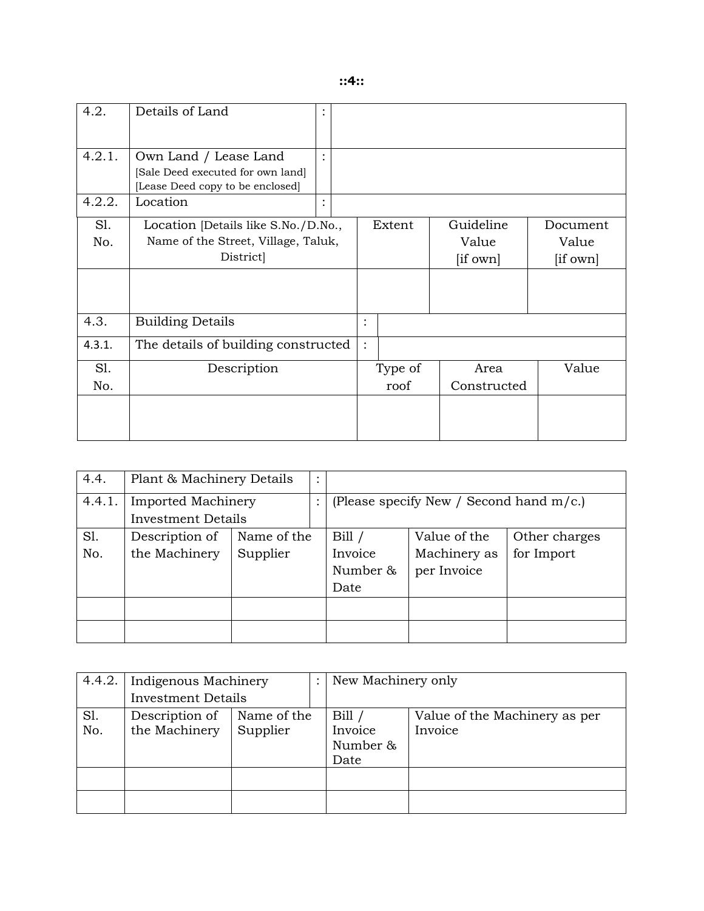| 4.2. | Details of Land | : | | | |
|---|---|---|---|---|---|
| 4.2.1. | Own Land / Lease Land [Sale Deed executed for own land] [Lease Deed copy to be enclosed] | : | | | |
| 4.2.2. | Location | : | | | |
| Sl. No. | Location [Details like S.No./D.No., Name of the Street, Village, Taluk, District] | | Extent | Guideline Value [if own] | Document Value [if own] |
| | | | | | |

| 4.3. | Building Details | : | | |
|---|---|---|---|---|
| 4.3.1. | The details of building constructed | : | | |
| Sl. No. | Description | Type of roof | Area Constructed | Value |
| | | | | |

| 4.4. | Plant & Machinery Details | : | | | |
|---|---|---|---|---|---|
| 4.4.1. | Imported Machinery Investment Details | : | (Please specify New / Second hand m/c.) | | |
| Sl. No. | Description of the Machinery | Name of the Supplier | Bill / Invoice Number & Date | Value of the Machinery as per Invoice | Other charges for Import |
| | | | | | |
| | | | | | |

| 4.4.2. | Indigenous Machinery Investment Details | : | New Machinery only | |
|---|---|---|---|---|
| Sl. No. | Description of the Machinery | Name of the Supplier | Bill / Invoice Number & Date | Value of the Machinery as per Invoice |
| | | | | |
| | | | | |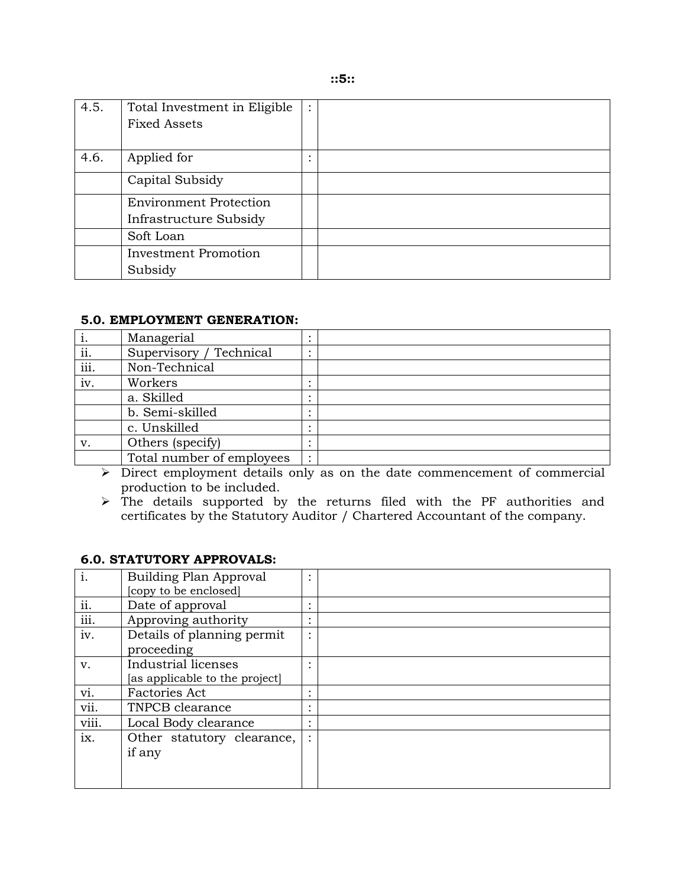| | | | |
|---|---|---|---|
| 4.5. | Total Investment in Eligible Fixed Assets | : | |
| 4.6. | Applied for | : | |
| | Capital Subsidy | | |
| | Environment Protection Infrastructure Subsidy | | |
| | Soft Loan | | |
| | Investment Promotion Subsidy | | |

**5.0. EMPLOYMENT GENERATION:**

| | | | |
|---|---|---|---|
| i. | Managerial | : | |
| ii. | Supervisory / Technical | : | |
| iii. | Non-Technical | | |
| iv. | Workers | : | |
| | a. Skilled | : | |
| | b. Semi-skilled | : | |
| | c. Unskilled | : | |
| v. | Others (specify) | : | |
| | Total number of employees | : | |

- Direct employment details only as on the date commencement of commercial production to be included.
- The details supported by the returns filed with the PF authorities and certificates by the Statutory Auditor / Chartered Accountant of the company.

**6.0. STATUTORY APPROVALS:**

| | | | |
|---|---|---|---|
| i. | Building Plan Approval [copy to be enclosed] | : | |
| ii. | Date of approval | : | |
| iii. | Approving authority | : | |
| iv. | Details of planning permit proceeding | : | |
| v. | Industrial licenses [as applicable to the project] | : | |
| vi. | Factories Act | : | |
| vii. | TNPCB clearance | : | |
| viii. | Local Body clearance | : | |
| ix. | Other statutory clearance, if any | : | |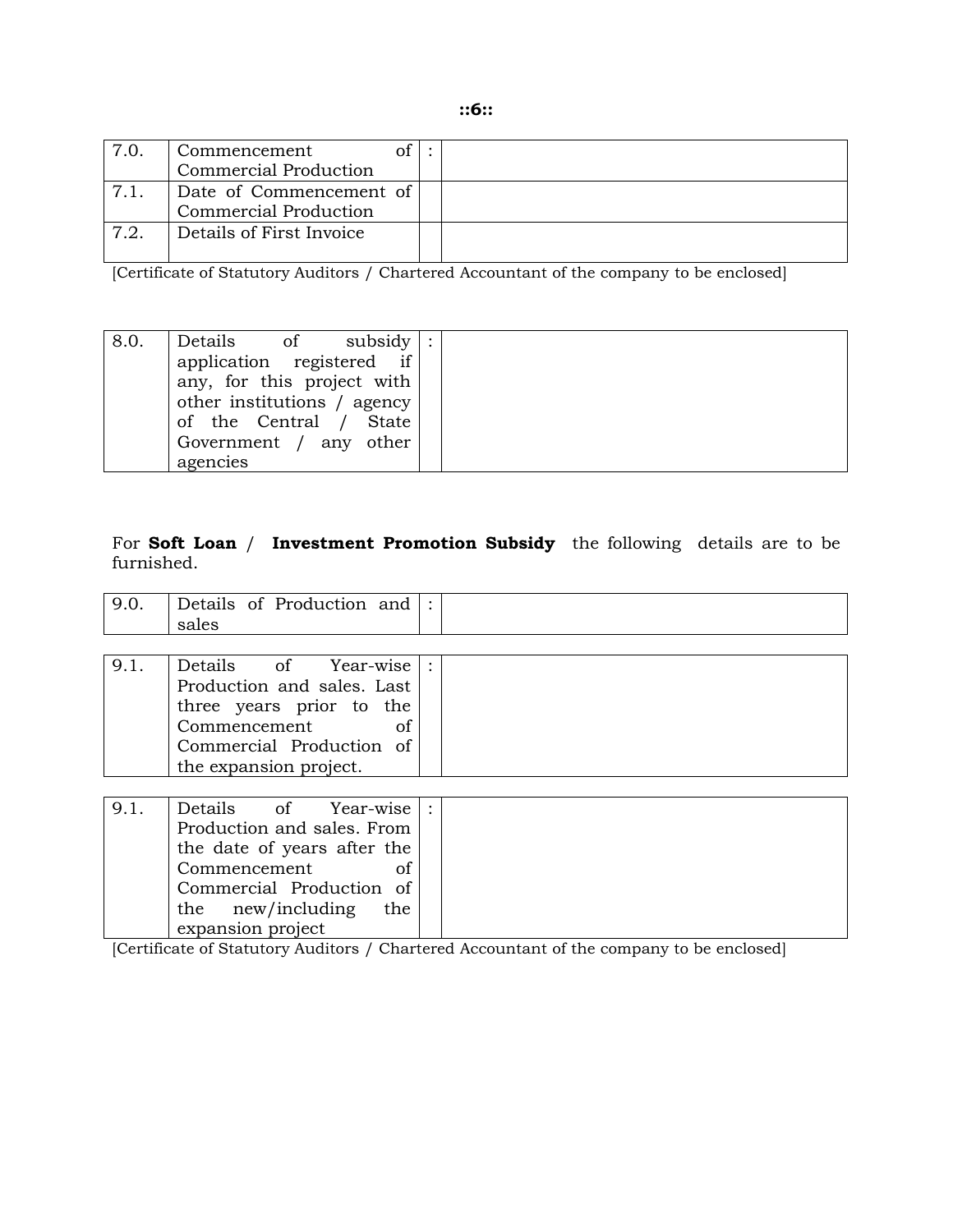| 7.0. | Commencement of Commercial Production | : | |
|---|---|---|---|
| 7.1. | Date of Commencement of Commercial Production | | |
| 7.2. | Details of First Invoice | | |

[Certificate of Statutory Auditors / Chartered Accountant of the company to be enclosed]

| 8.0. | Details of subsidy application registered if any, for this project with other institutions / agency of the Central / State Government / any other agencies | : | |
|---|---|---|---|

For **Soft Loan** / **Investment Promotion Subsidy** the following details are to be furnished.

| 9.0. | Details of Production and sales | : | |
|---|---|---|---|

| 9.1. | Details of Year-wise Production and sales. Last three years prior to the Commencement of Commercial Production of the expansion project. | : | |
|---|---|---|---|

| 9.1. | Details of Year-wise Production and sales. From the date of years after the Commencement of Commercial Production of the new/including the expansion project | : | |
|---|---|---|---|

[Certificate of Statutory Auditors / Chartered Accountant of the company to be enclosed]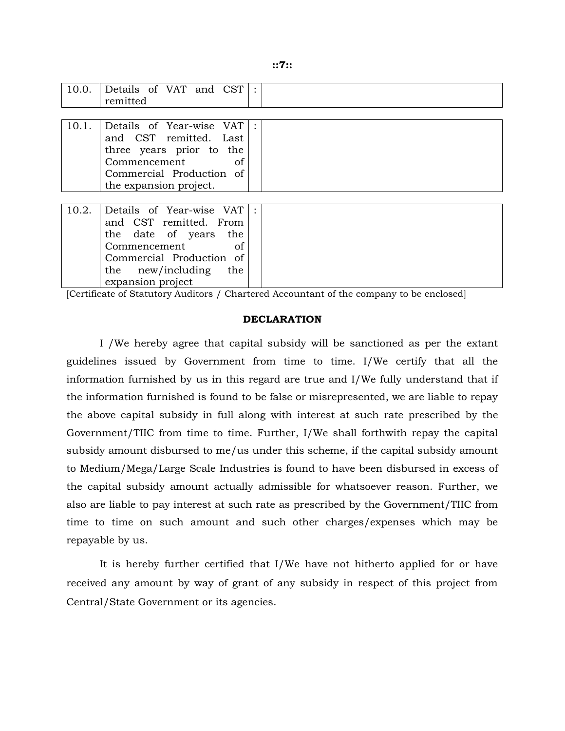| 10.0. | Details of VAT and CST remitted | : | |
|---|---|---|---|

| 10.1. | Details of Year-wise VAT and CST remitted. Last three years prior to the Commencement of Commercial Production of the expansion project. | : | |
|---|---|---|---|

| 10.2. | Details of Year-wise VAT and CST remitted. From the date of years the Commencement of Commercial Production of the new/including the expansion project | : | |
|---|---|---|---|

[Certificate of Statutory Auditors / Chartered Accountant of the company to be enclosed]

**DECLARATION**

I /We hereby agree that capital subsidy will be sanctioned as per the extant guidelines issued by Government from time to time. I/We certify that all the information furnished by us in this regard are true and I/We fully understand that if the information furnished is found to be false or misrepresented, we are liable to repay the above capital subsidy in full along with interest at such rate prescribed by the Government/TIIC from time to time. Further, I/We shall forthwith repay the capital subsidy amount disbursed to me/us under this scheme, if the capital subsidy amount to Medium/Mega/Large Scale Industries is found to have been disbursed in excess of the capital subsidy amount actually admissible for whatsoever reason. Further, we also are liable to pay interest at such rate as prescribed by the Government/TIIC from time to time on such amount and such other charges/expenses which may be repayable by us.

It is hereby further certified that I/We have not hitherto applied for or have received any amount by way of grant of any subsidy in respect of this project from Central/State Government or its agencies.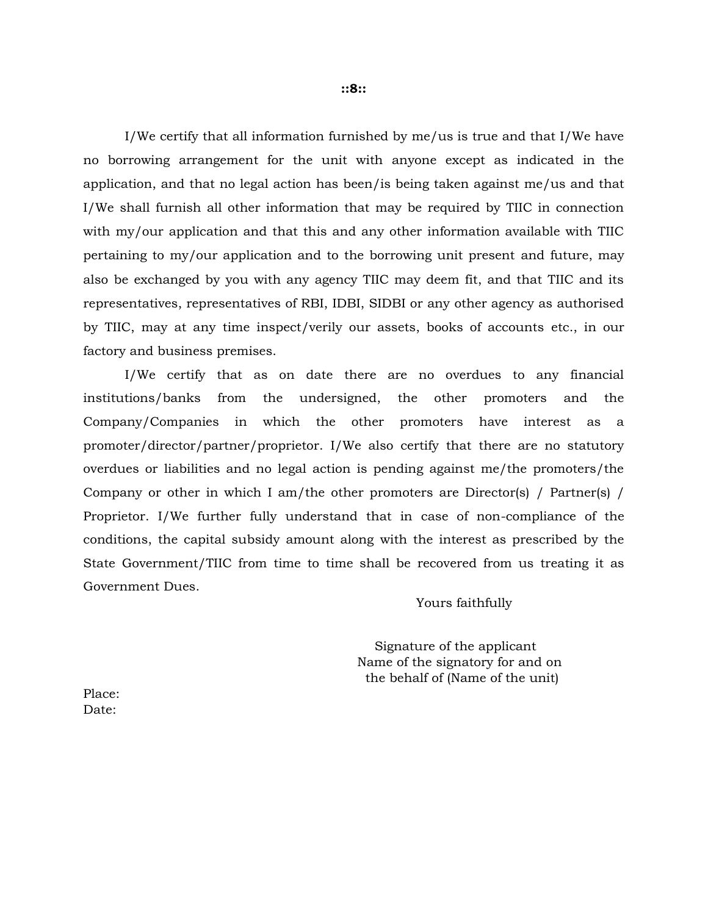I/We certify that all information furnished by me/us is true and that I/We have no borrowing arrangement for the unit with anyone except as indicated in the application, and that no legal action has been/is being taken against me/us and that I/We shall furnish all other information that may be required by TIIC in connection with my/our application and that this and any other information available with TIIC pertaining to my/our application and to the borrowing unit present and future, may also be exchanged by you with any agency TIIC may deem fit, and that TIIC and its representatives, representatives of RBI, IDBI, SIDBI or any other agency as authorised by TIIC, may at any time inspect/verily our assets, books of accounts etc., in our factory and business premises.

I/We certify that as on date there are no overdues to any financial institutions/banks from the undersigned, the other promoters and the Company/Companies in which the other promoters have interest as a promoter/director/partner/proprietor. I/We also certify that there are no statutory overdues or liabilities and no legal action is pending against me/the promoters/the Company or other in which I am/the other promoters are Director(s) / Partner(s) / Proprietor. I/We further fully understand that in case of non-compliance of the conditions, the capital subsidy amount along with the interest as prescribed by the State Government/TIIC from time to time shall be recovered from us treating it as Government Dues.

Yours faithfully

Signature of the applicant
Name of the signatory for and on
the behalf of (Name of the unit)

Place:
Date: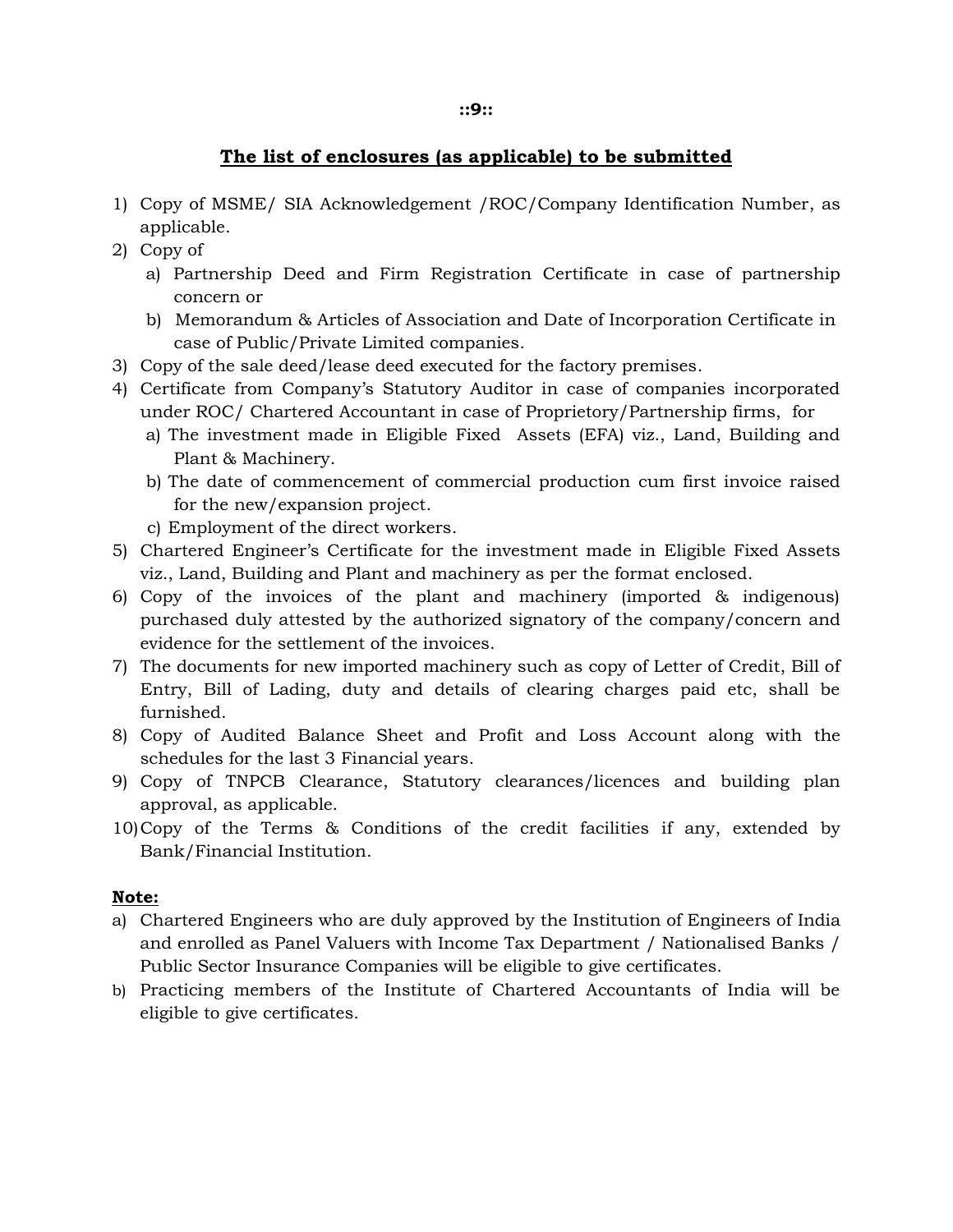## The list of enclosures (as applicable) to be submitted

1) Copy of MSME/ SIA Acknowledgement /ROC/Company Identification Number, as applicable.
2) Copy of
   a) Partnership Deed and Firm Registration Certificate in case of partnership concern or
   b) Memorandum & Articles of Association and Date of Incorporation Certificate in case of Public/Private Limited companies.
3) Copy of the sale deed/lease deed executed for the factory premises.
4) Certificate from Company's Statutory Auditor in case of companies incorporated under ROC/ Chartered Accountant in case of Proprietory/Partnership firms, for
   a) The investment made in Eligible Fixed Assets (EFA) viz., Land, Building and Plant & Machinery.
   b) The date of commencement of commercial production cum first invoice raised for the new/expansion project.
   c) Employment of the direct workers.
5) Chartered Engineer's Certificate for the investment made in Eligible Fixed Assets viz., Land, Building and Plant and machinery as per the format enclosed.
6) Copy of the invoices of the plant and machinery (imported & indigenous) purchased duly attested by the authorized signatory of the company/concern and evidence for the settlement of the invoices.
7) The documents for new imported machinery such as copy of Letter of Credit, Bill of Entry, Bill of Lading, duty and details of clearing charges paid etc, shall be furnished.
8) Copy of Audited Balance Sheet and Profit and Loss Account along with the schedules for the last 3 Financial years.
9) Copy of TNPCB Clearance, Statutory clearances/licences and building plan approval, as applicable.
10) Copy of the Terms & Conditions of the credit facilities if any, extended by Bank/Financial Institution.

**Note:**

a) Chartered Engineers who are duly approved by the Institution of Engineers of India and enrolled as Panel Valuers with Income Tax Department / Nationalised Banks / Public Sector Insurance Companies will be eligible to give certificates.

b) Practicing members of the Institute of Chartered Accountants of India will be eligible to give certificates.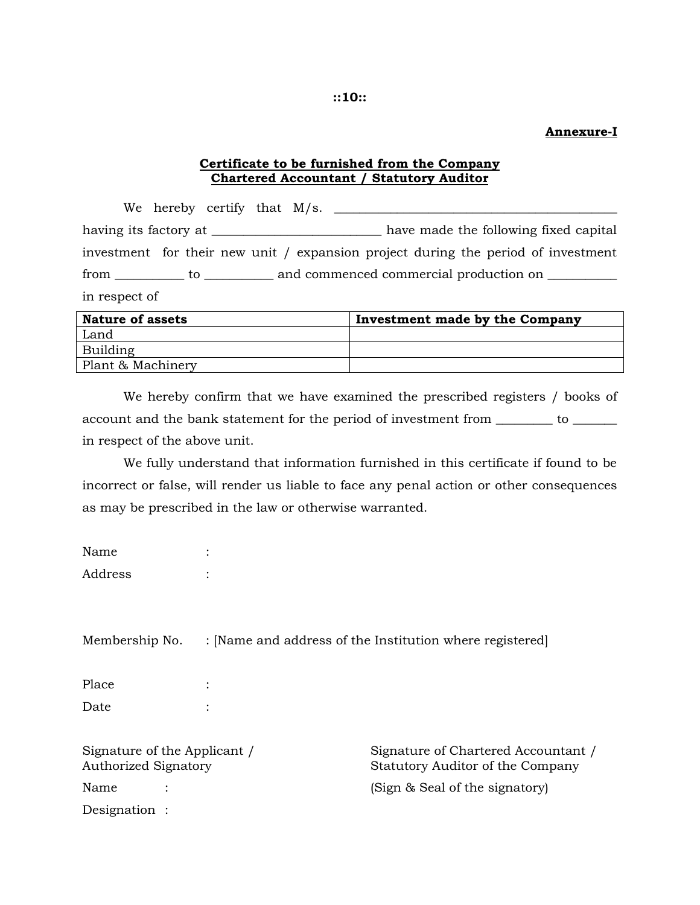**Annexure-I**

**Certificate to be furnished from the Company Chartered Accountant / Statutory Auditor**

We hereby certify that M/s. ____________________________________________ having its factory at __________________________ have made the following fixed capital investment for their new unit / expansion project during the period of investment from __________ to __________ and commenced commercial production on __________ in respect of

| Nature of assets | Investment made by the Company |
|---|---|
| Land | |
| Building | |
| Plant & Machinery | |

We hereby confirm that we have examined the prescribed registers / books of account and the bank statement for the period of investment from _________ to _______ in respect of the above unit.

We fully understand that information furnished in this certificate if found to be incorrect or false, will render us liable to face any penal action or other consequences as may be prescribed in the law or otherwise warranted.

Name :

Address :

Membership No. : [Name and address of the Institution where registered]

Place :

Date :

Signature of the Applicant / Authorized Signatory

Name :

Designation :

Signature of Chartered Accountant / Statutory Auditor of the Company

(Sign & Seal of the signatory)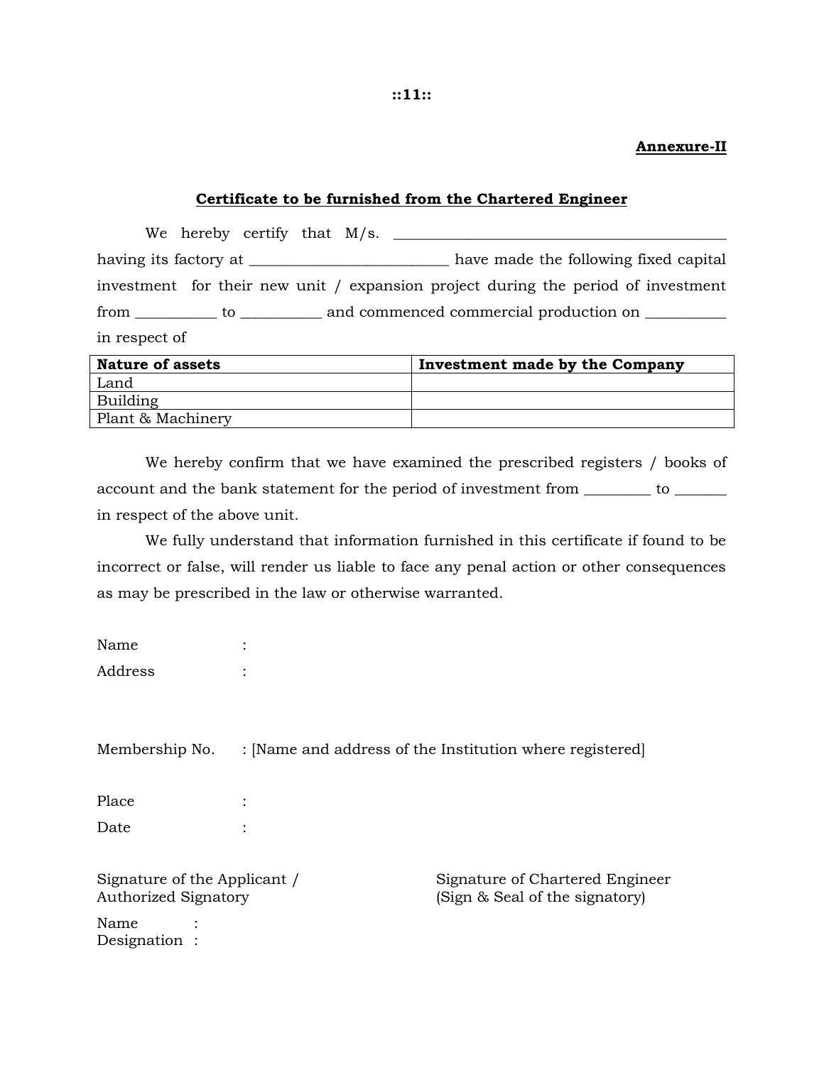**Annexure-II**

**Certificate to be furnished from the Chartered Engineer**

We hereby certify that M/s. ___________________________________________ having its factory at _________________________ have made the following fixed capital investment for their new unit / expansion project during the period of investment from __________ to __________ and commenced commercial production on __________ in respect of

| Nature of assets | Investment made by the Company |
| --- | --- |
| Land | |
| Building | |
| Plant & Machinery | |

We hereby confirm that we have examined the prescribed registers / books of account and the bank statement for the period of investment from _________ to _______ in respect of the above unit.

We fully understand that information furnished in this certificate if found to be incorrect or false, will render us liable to face any penal action or other consequences as may be prescribed in the law or otherwise warranted.

Name :

Address :

Membership No. : [Name and address of the Institution where registered]

Place :

Date :

Signature of the Applicant / Authorized Signatory

Name :

Designation :

Signature of Chartered Engineer
(Sign & Seal of the signatory)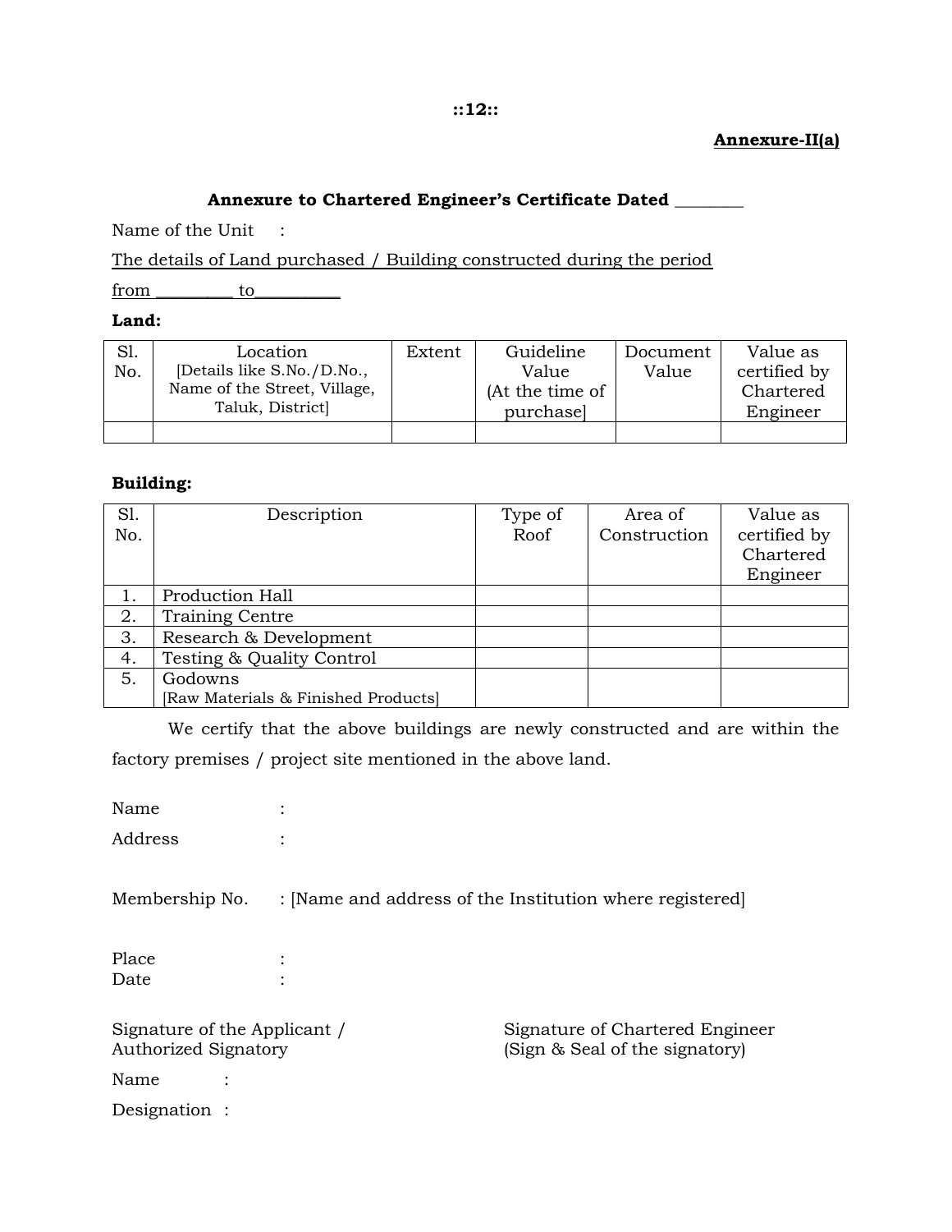**Annexure-II(a)**

**Annexure to Chartered Engineer's Certificate Dated ________**

Name of the Unit :

The details of Land purchased / Building constructed during the period

from _________ to__________

**Land:**

| Sl. No. | Location [Details like S.No./D.No., Name of the Street, Village, Taluk, District] | Extent | Guideline Value (At the time of purchase] | Document Value | Value as certified by Chartered Engineer |
|---|---|---|---|---|---|
| | | | | | |

**Building:**

| Sl. No. | Description | Type of Roof | Area of Construction | Value as certified by Chartered Engineer |
|---|---|---|---|---|
| 1. | Production Hall | | | |
| 2. | Training Centre | | | |
| 3. | Research & Development | | | |
| 4. | Testing & Quality Control | | | |
| 5. | Godowns [Raw Materials & Finished Products] | | | |

We certify that the above buildings are newly constructed and are within the factory premises / project site mentioned in the above land.

Name :

Address :

Membership No. : [Name and address of the Institution where registered]

Place :

Date :

Signature of the Applicant / Authorized Signatory

Signature of Chartered Engineer (Sign & Seal of the signatory)

Name :

Designation :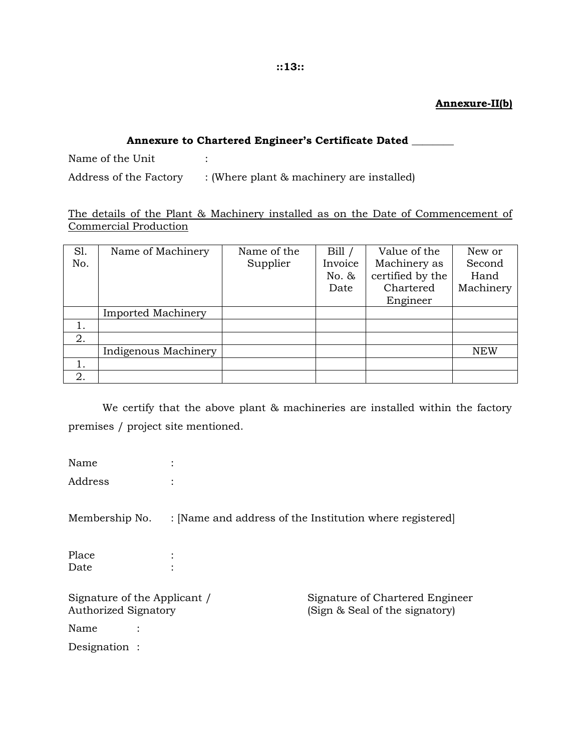**Annexure-II(b)**

**Annexure to Chartered Engineer's Certificate Dated ________**

Name of the Unit :

Address of the Factory : (Where plant & machinery are installed)

The details of the Plant & Machinery installed as on the Date of Commencement of Commercial Production

| Sl. No. | Name of Machinery | Name of the Supplier | Bill / Invoice No. & Date | Value of the Machinery as certified by the Chartered Engineer | New or Second Hand Machinery |
|---|---|---|---|---|---|
| | Imported Machinery | | | | |
| 1. | | | | | |
| 2. | | | | | |
| | Indigenous Machinery | | | | NEW |
| 1. | | | | | |
| 2. | | | | | |

We certify that the above plant & machineries are installed within the factory premises / project site mentioned.

Name :

Address :

Membership No. : [Name and address of the Institution where registered]

Place :
Date :

Signature of the Applicant / Authorized Signatory

Name :

Designation :

Signature of Chartered Engineer
(Sign & Seal of the signatory)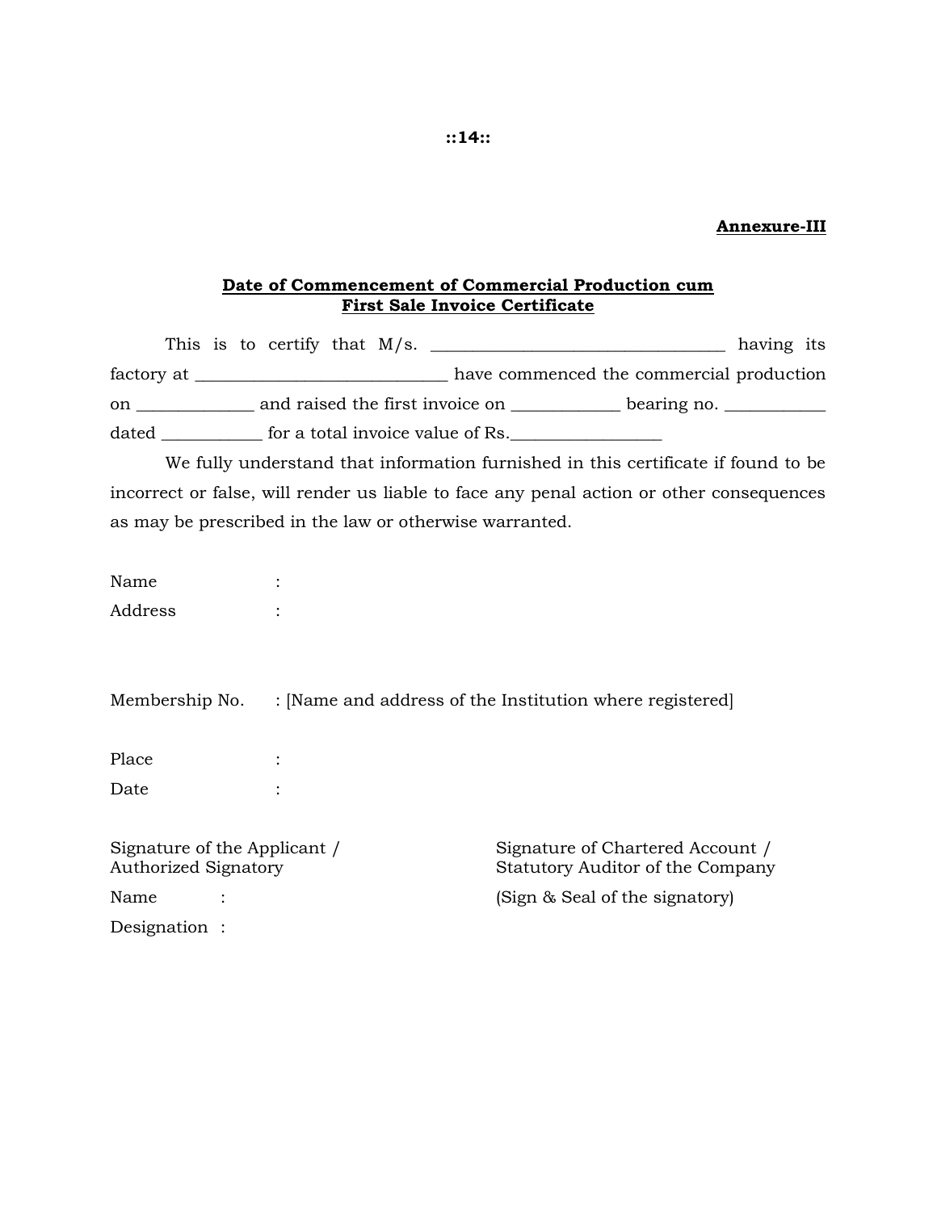**Annexure-III**

**Date of Commencement of Commercial Production cum First Sale Invoice Certificate**

This is to certify that M/s. _________________________________ having its factory at ____________________________ have commenced the commercial production on _____________ and raised the first invoice on ____________ bearing no. ___________ dated ___________ for a total invoice value of Rs._________________

We fully understand that information furnished in this certificate if found to be incorrect or false, will render us liable to face any penal action or other consequences as may be prescribed in the law or otherwise warranted.

Name :

Address :

Membership No. : [Name and address of the Institution where registered]

Place :

Date :

Signature of the Applicant / Authorized Signatory

Name :

Designation :

Signature of Chartered Account / Statutory Auditor of the Company

(Sign & Seal of the signatory)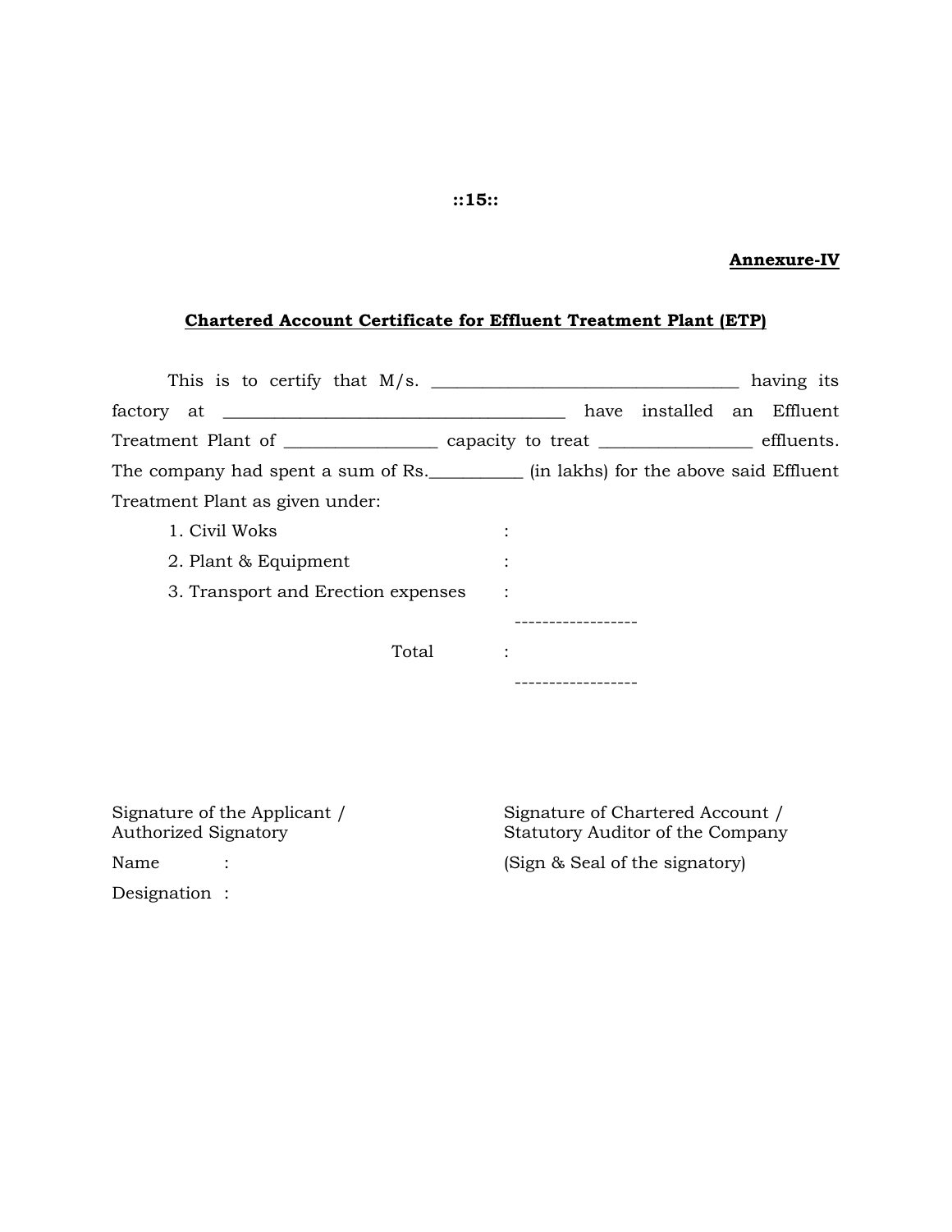**Annexure-IV**

**Chartered Account Certificate for Effluent Treatment Plant (ETP)**

This is to certify that M/s. __________________________________ having its factory at ______________________________________ have installed an Effluent Treatment Plant of _________________ capacity to treat _________________ effluents. The company had spent a sum of Rs.__________ (in lakhs) for the above said Effluent Treatment Plant as given under:

1. Civil Woks :
2. Plant & Equipment :
3. Transport and Erection expenses :

------------------

Total :

------------------

Signature of the Applicant / Authorized Signatory

Name :

Designation :

Signature of Chartered Account / Statutory Auditor of the Company

(Sign & Seal of the signatory)